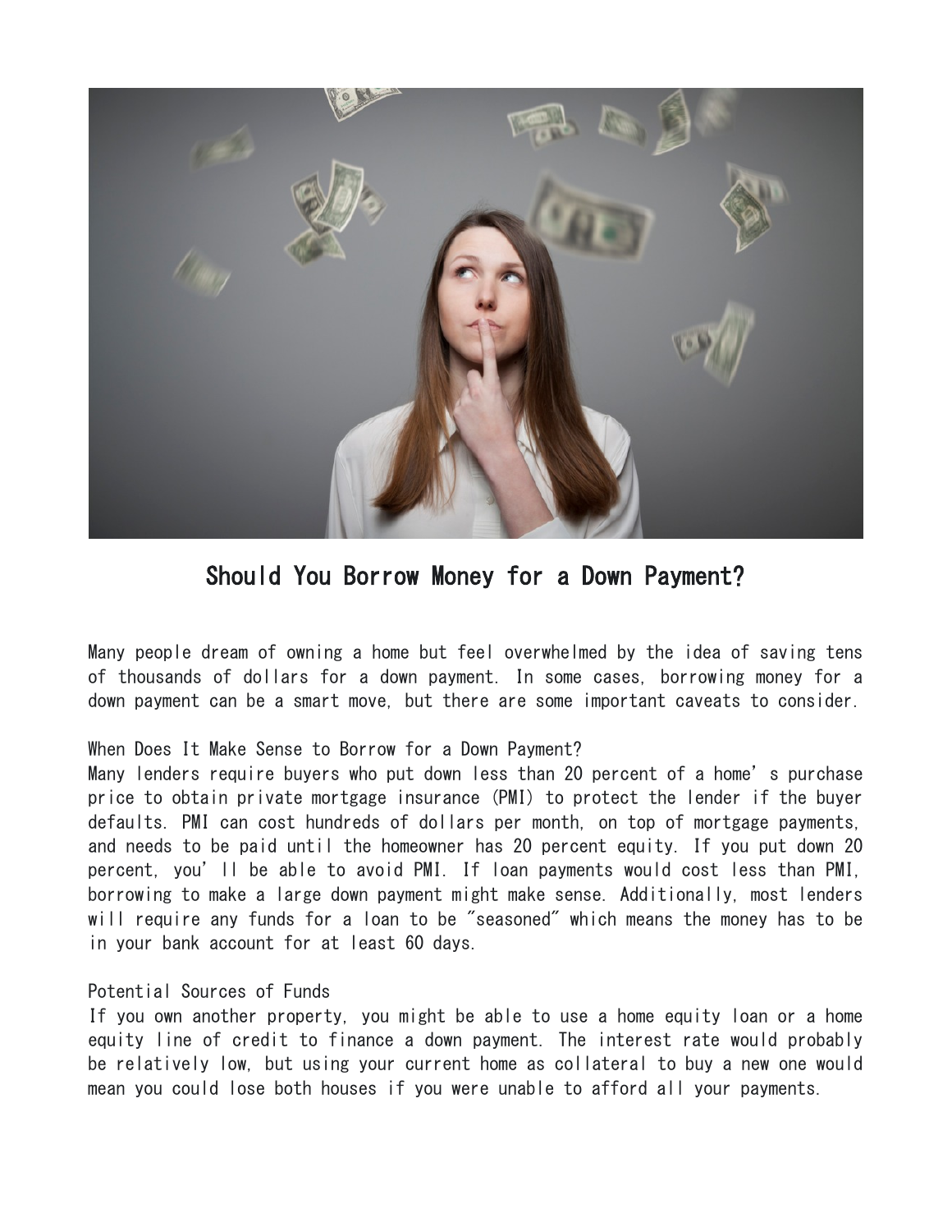# Should You Borrow Money for a Down Payment?

Many people dream of owning a home but feel overwhelmed by the idea of saving tens of thousands of dollars for a down payment. In some cases, borrowing money for a down payment can be a smart move, but there are some important caveats to consider.

## When Does It Make Sense to Borrow for a Down Payment?

Many lenders require buyers who put down less than 20 percent of a home's purchase price to obtain private mortgage insurance (PMI) to protect the lender if the buyer defaults. PMI can cost hundreds of dollars per month, on top of mortgage payments, and needs to be paid until the homeowner has 20 percent equity. If you put down 20 percent, you'll be able to avoid PMI. If loan payments would cost less than PMI, borrowing to make a large down payment might make sense. Additionally, most lenders will require any funds for a loan to be "seasoned" which means the money has to be in your bank account for at least 60 days.

## Potential Sources of Funds

If you own another property, you might be able to use a home equity loan or a home equity line of credit to finance a down payment. The interest rate would probably be relatively low, but using your current home as collateral to buy a new one would mean you could lose both houses if you were unable to afford all your payments.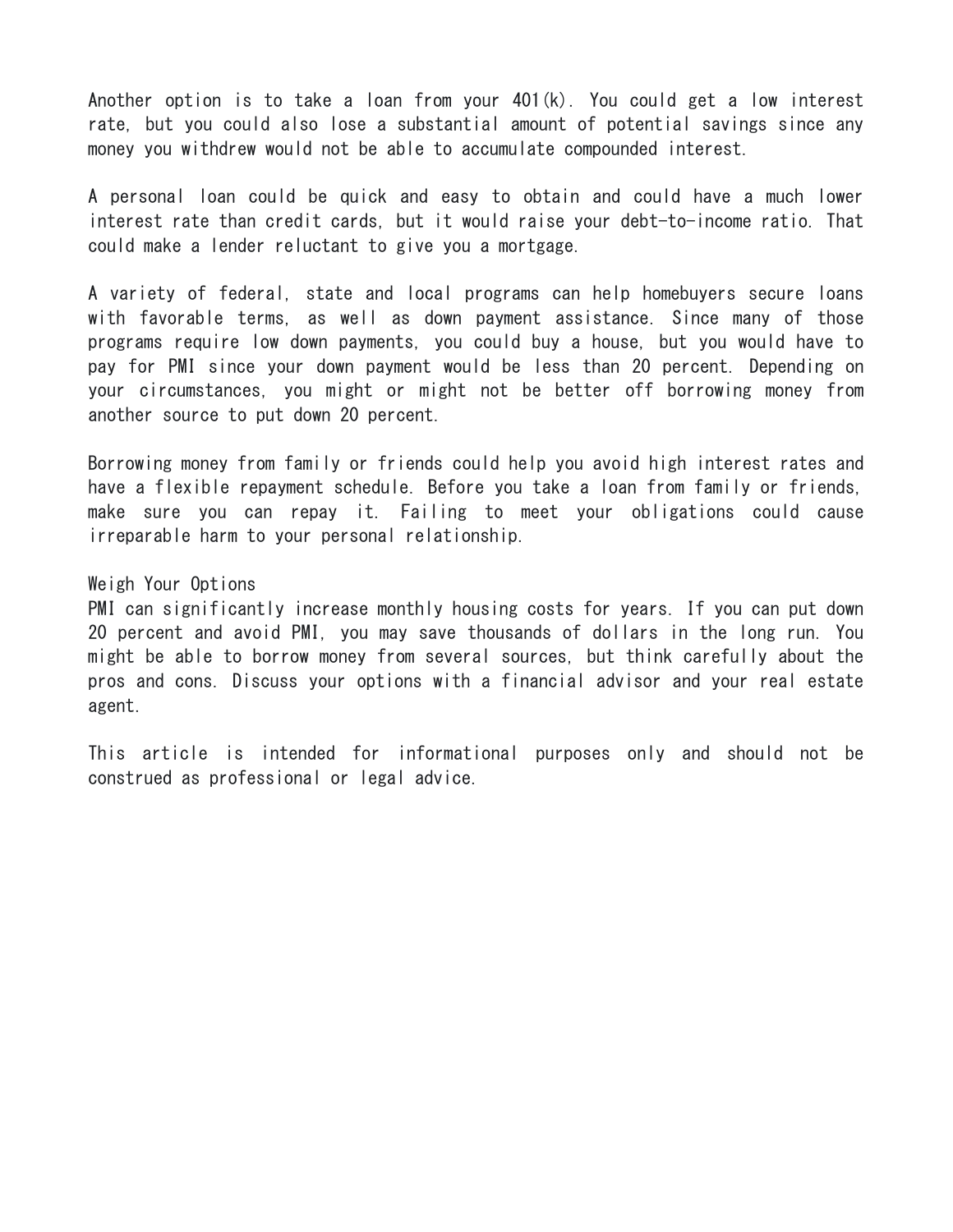Another option is to take a loan from your 401(k). You could get a low interest rate, but you could also lose a substantial amount of potential savings since any money you withdrew would not be able to accumulate compounded interest.

A personal loan could be quick and easy to obtain and could have a much lower interest rate than credit cards, but it would raise your debt-to-income ratio. That could make a lender reluctant to give you a mortgage.

A variety of federal, state and local programs can help homebuyers secure loans with favorable terms, as well as down payment assistance. Since many of those programs require low down payments, you could buy a house, but you would have to pay for PMI since your down payment would be less than 20 percent. Depending on your circumstances, you might or might not be better off borrowing money from another source to put down 20 percent.

Borrowing money from family or friends could help you avoid high interest rates and have a flexible repayment schedule. Before you take a loan from family or friends, make sure you can repay it. Failing to meet your obligations could cause irreparable harm to your personal relationship.

## Weigh Your Options

PMI can significantly increase monthly housing costs for years. If you can put down 20 percent and avoid PMI, you may save thousands of dollars in the long run. You might be able to borrow money from several sources, but think carefully about the pros and cons. Discuss your options with a financial advisor and your real estate agent.

This article is intended for informational purposes only and should not be construed as professional or legal advice.